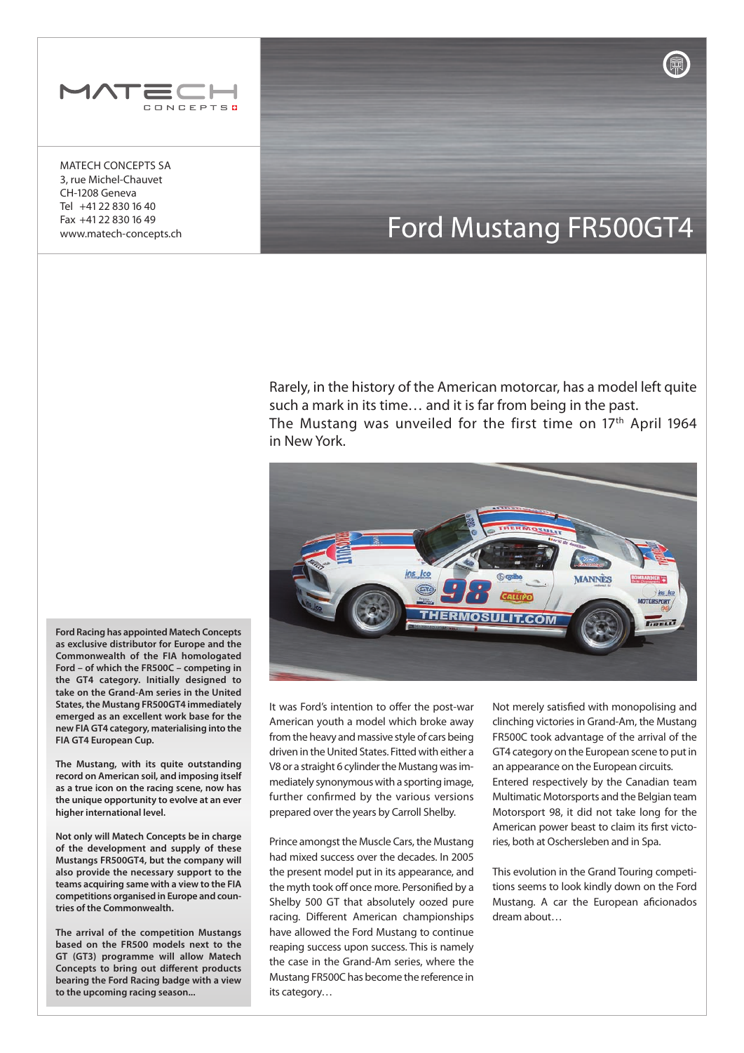MATECH CONCEPTS

MATECH CONCEPTS SA
3, rue Michel-Chauvet
CH-1208 Geneva
Tel +41 22 830 16 40
Fax +41 22 830 16 49
www.matech-concepts.ch

# Ford Mustang FR500GT4

Rarely, in the history of the American motorcar, has a model left quite such a mark in its time… and it is far from being in the past.
The Mustang was unveiled for the first time on 17th April 1964 in New York.

It was Ford's intention to offer the post-war American youth a model which broke away from the heavy and massive style of cars being driven in the United States. Fitted with either a V8 or a straight 6 cylinder the Mustang was immediately synonymous with a sporting image, further confirmed by the various versions prepared over the years by Carroll Shelby.

Prince amongst the Muscle Cars, the Mustang had mixed success over the decades. In 2005 the present model put in its appearance, and the myth took off once more. Personified by a Shelby 500 GT that absolutely oozed pure racing. Different American championships have allowed the Ford Mustang to continue reaping success upon success. This is namely the case in the Grand-Am series, where the Mustang FR500C has become the reference in its category…

Not merely satisfied with monopolising and clinching victories in Grand-Am, the Mustang FR500C took advantage of the arrival of the GT4 category on the European scene to put in an appearance on the European circuits.
Entered respectively by the Canadian team Multimatic Motorsports and the Belgian team Motorsport 98, it did not take long for the American power beast to claim its first victories, both at Oschersleben and in Spa.

This evolution in the Grand Touring competitions seems to look kindly down on the Ford Mustang. A car the European aficionados dream about…

**Ford Racing has appointed Matech Concepts as exclusive distributor for Europe and the Commonwealth of the FIA homologated Ford – of which the FR500C – competing in the GT4 category. Initially designed to take on the Grand-Am series in the United States, the Mustang FR500GT4 immediately emerged as an excellent work base for the new FIA GT4 category, materialising into the FIA GT4 European Cup.**

**The Mustang, with its quite outstanding record on American soil, and imposing itself as a true icon on the racing scene, now has the unique opportunity to evolve at an ever higher international level.**

**Not only will Matech Concepts be in charge of the development and supply of these Mustangs FR500GT4, but the company will also provide the necessary support to the teams acquiring same with a view to the FIA competitions organised in Europe and countries of the Commonwealth.**

**The arrival of the competition Mustangs based on the FR500 models next to the GT (GT3) programme will allow Matech Concepts to bring out different products bearing the Ford Racing badge with a view to the upcoming racing season...**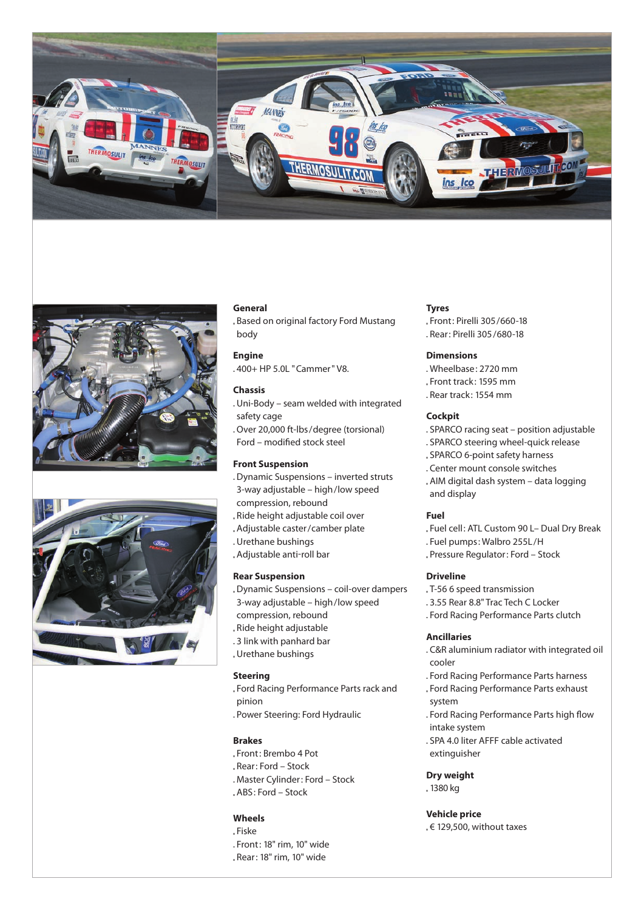## General

- Based on original factory Ford Mustang body

## Engine

- 400+ HP 5.0L "Cammer" V8.

## Chassis

- Uni-Body – seam welded with integrated safety cage
- Over 20,000 ft-lbs/degree (torsional) Ford – modified stock steel

## Front Suspension

- Dynamic Suspensions – inverted struts 3-way adjustable – high/low speed compression, rebound
- Ride height adjustable coil over
- Adjustable caster/camber plate
- Urethane bushings
- Adjustable anti-roll bar

## Rear Suspension

- Dynamic Suspensions – coil-over dampers 3-way adjustable – high/low speed compression, rebound
- Ride height adjustable
- 3 link with panhard bar
- Urethane bushings

## Steering

- Ford Racing Performance Parts rack and pinion
- Power Steering: Ford Hydraulic

## Brakes

- Front: Brembo 4 Pot
- Rear: Ford – Stock
- Master Cylinder: Ford – Stock
- ABS: Ford – Stock

## Wheels

- Fiske
- Front: 18" rim, 10" wide
- Rear: 18" rim, 10" wide

## Tyres

- Front: Pirelli 305/660-18
- Rear: Pirelli 305/680-18

## Dimensions

- Wheelbase: 2720 mm
- Front track: 1595 mm
- Rear track: 1554 mm

## Cockpit

- SPARCO racing seat – position adjustable
- SPARCO steering wheel-quick release
- SPARCO 6-point safety harness
- Center mount console switches
- AIM digital dash system – data logging and display

## Fuel

- Fuel cell: ATL Custom 90 L– Dual Dry Break
- Fuel pumps: Walbro 255L/H
- Pressure Regulator: Ford – Stock

## Driveline

- T-56 6 speed transmission
- 3.55 Rear 8.8" Trac Tech C Locker
- Ford Racing Performance Parts clutch

## Ancillaries

- C&R aluminium radiator with integrated oil cooler
- Ford Racing Performance Parts harness
- Ford Racing Performance Parts exhaust system
- Ford Racing Performance Parts high flow intake system
- SPA 4.0 liter AFFF cable activated extinguisher

## Dry weight

- 1380 kg

## Vehicle price

- € 129,500, without taxes